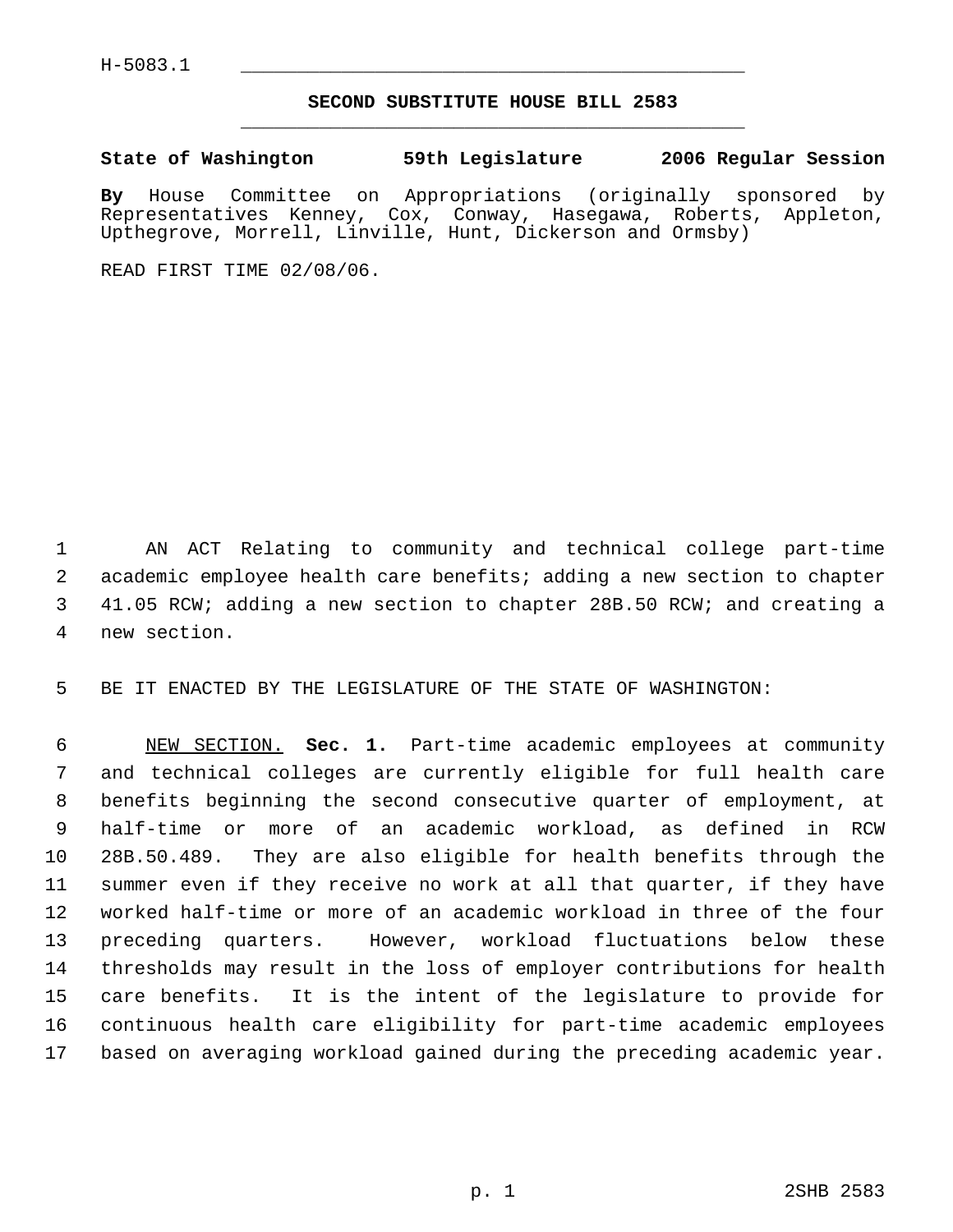H-5083.1

# SECOND SUBSTITUTE HOUSE BILL 2583

**State of Washington 59th Legislature 2006 Regular Session**

**By** House Committee on Appropriations (originally sponsored by Representatives Kenney, Cox, Conway, Hasegawa, Roberts, Appleton, Upthegrove, Morrell, Linville, Hunt, Dickerson and Ormsby)

READ FIRST TIME 02/08/06.

AN ACT Relating to community and technical college part-time academic employee health care benefits; adding a new section to chapter 41.05 RCW; adding a new section to chapter 28B.50 RCW; and creating a new section.

BE IT ENACTED BY THE LEGISLATURE OF THE STATE OF WASHINGTON:

NEW SECTION. **Sec. 1.** Part-time academic employees at community and technical colleges are currently eligible for full health care benefits beginning the second consecutive quarter of employment, at half-time or more of an academic workload, as defined in RCW 28B.50.489. They are also eligible for health benefits through the summer even if they receive no work at all that quarter, if they have worked half-time or more of an academic workload in three of the four preceding quarters. However, workload fluctuations below these thresholds may result in the loss of employer contributions for health care benefits. It is the intent of the legislature to provide for continuous health care eligibility for part-time academic employees based on averaging workload gained during the preceding academic year.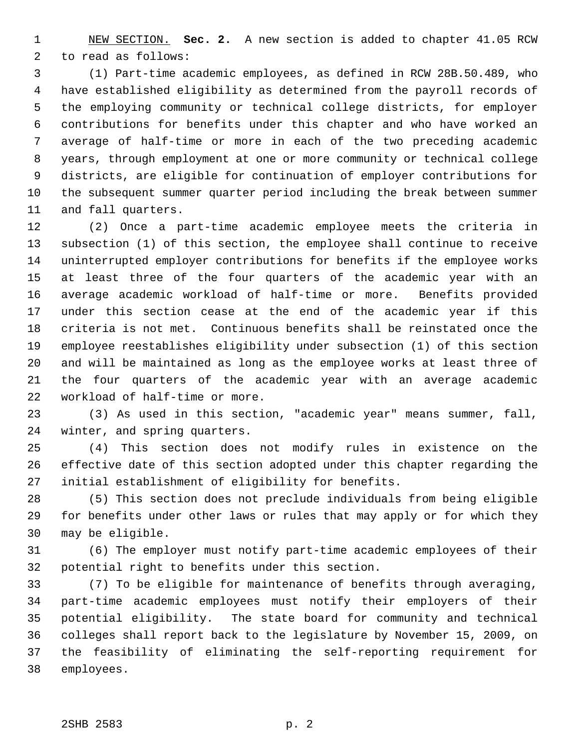NEW SECTION. **Sec. 2.** A new section is added to chapter 41.05 RCW to read as follows:

(1) Part-time academic employees, as defined in RCW 28B.50.489, who have established eligibility as determined from the payroll records of the employing community or technical college districts, for employer contributions for benefits under this chapter and who have worked an average of half-time or more in each of the two preceding academic years, through employment at one or more community or technical college districts, are eligible for continuation of employer contributions for the subsequent summer quarter period including the break between summer and fall quarters.

(2) Once a part-time academic employee meets the criteria in subsection (1) of this section, the employee shall continue to receive uninterrupted employer contributions for benefits if the employee works at least three of the four quarters of the academic year with an average academic workload of half-time or more. Benefits provided under this section cease at the end of the academic year if this criteria is not met. Continuous benefits shall be reinstated once the employee reestablishes eligibility under subsection (1) of this section and will be maintained as long as the employee works at least three of the four quarters of the academic year with an average academic workload of half-time or more.

(3) As used in this section, "academic year" means summer, fall, winter, and spring quarters.

(4) This section does not modify rules in existence on the effective date of this section adopted under this chapter regarding the initial establishment of eligibility for benefits.

(5) This section does not preclude individuals from being eligible for benefits under other laws or rules that may apply or for which they may be eligible.

(6) The employer must notify part-time academic employees of their potential right to benefits under this section.

(7) To be eligible for maintenance of benefits through averaging, part-time academic employees must notify their employers of their potential eligibility. The state board for community and technical colleges shall report back to the legislature by November 15, 2009, on the feasibility of eliminating the self-reporting requirement for employees.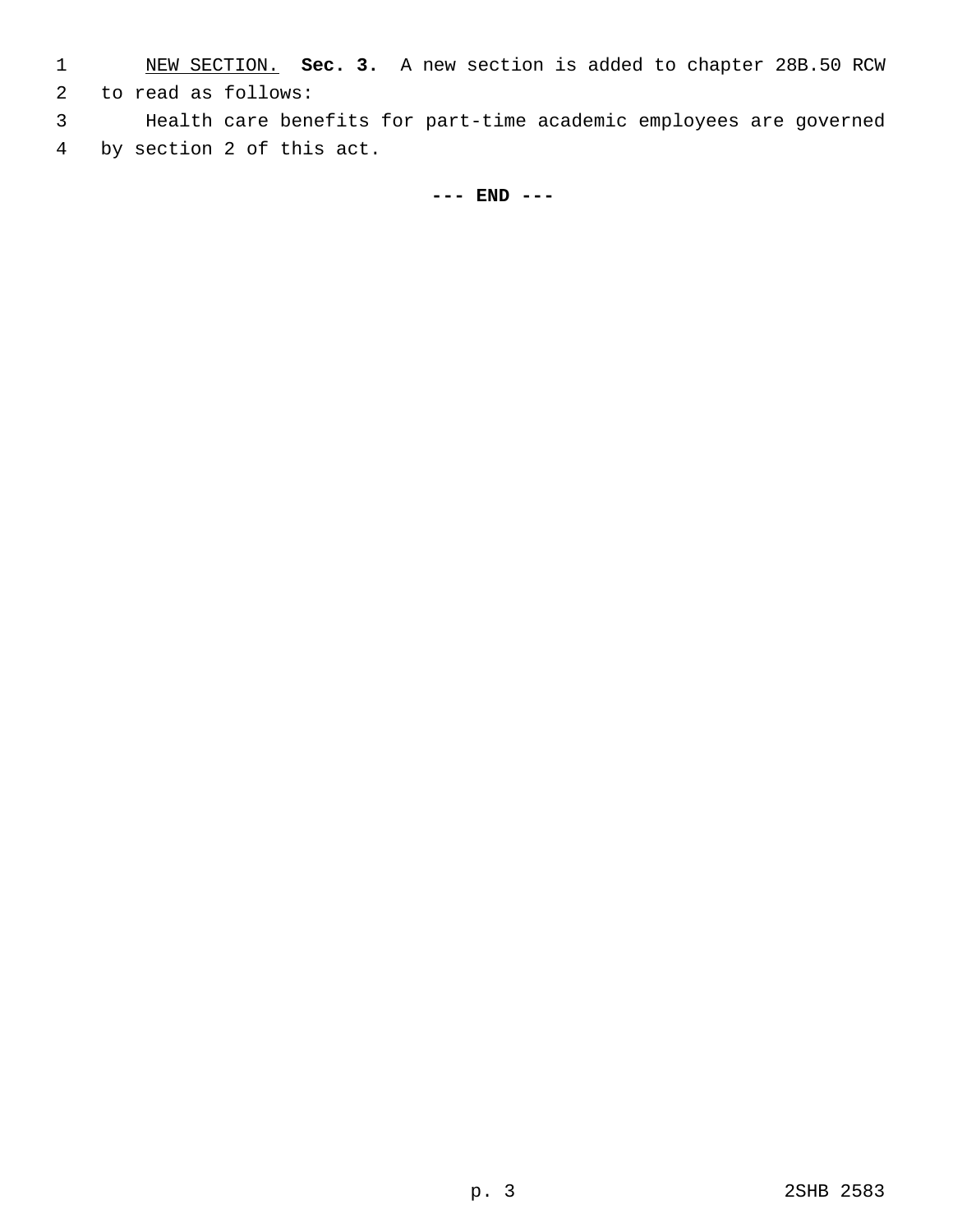NEW SECTION. **Sec. 3.** A new section is added to chapter 28B.50 RCW to read as follows:

Health care benefits for part-time academic employees are governed by section 2 of this act.

**--- END ---**